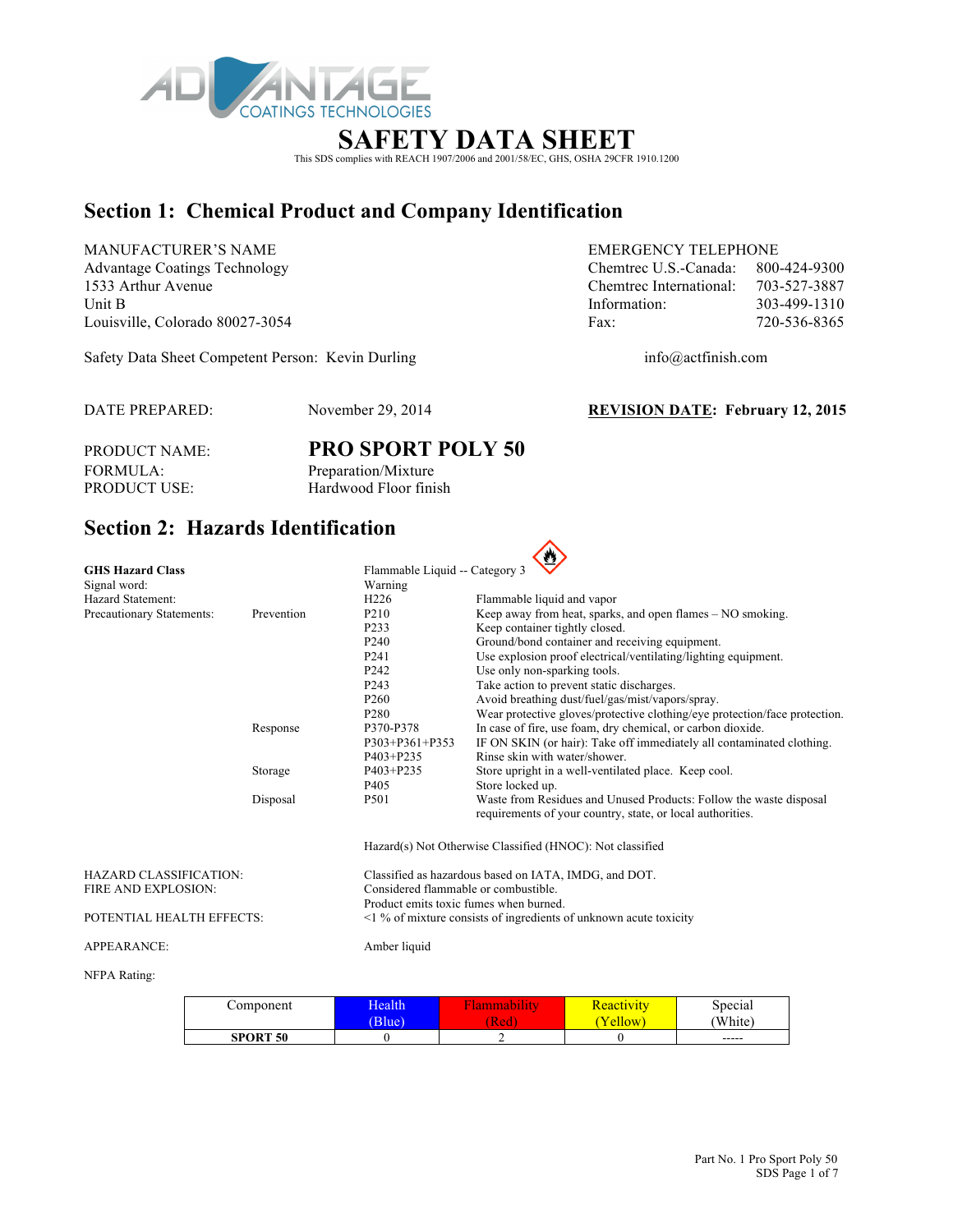ADVANTAGE COATINGS TECHNOLOGIES

# SAFETY DATA SHEET

This SDS complies with REACH 1907/2006 and 2001/58/EC, GHS, OSHA 29CFR 1910.1200

## Section 1: Chemical Product and Company Identification

MANUFACTURER'S NAME
Advantage Coatings Technology
1533 Arthur Avenue
Unit B
Louisville, Colorado 80027-3054

EMERGENCY TELEPHONE
Chemtrec U.S.-Canada: 800-424-9300
Chemtrec International: 703-527-3887
Information: 303-499-1310
Fax: 720-536-8365

Safety Data Sheet Competent Person: Kevin Durling

info@actfinish.com

DATE PREPARED: November 29, 2014

**REVISION DATE: February 12, 2015**

PRODUCT NAME: **PRO SPORT POLY 50**
FORMULA: Preparation/Mixture
PRODUCT USE: Hardwood Floor finish

## Section 2: Hazards Identification

| | | | |
|---|---|---|---|
| **GHS Hazard Class** | | Flammable Liquid -- Category 3 | |
| Signal word: | | Warning | |
| Hazard Statement: | | H226 | Flammable liquid and vapor |
| Precautionary Statements: | Prevention | P210 | Keep away from heat, sparks, and open flames – NO smoking. |
| | | P233 | Keep container tightly closed. |
| | | P240 | Ground/bond container and receiving equipment. |
| | | P241 | Use explosion proof electrical/ventilating/lighting equipment. |
| | | P242 | Use only non-sparking tools. |
| | | P243 | Take action to prevent static discharges. |
| | | P260 | Avoid breathing dust/fuel/gas/mist/vapors/spray. |
| | | P280 | Wear protective gloves/protective clothing/eye protection/face protection. |
| | Response | P370-P378 | In case of fire, use foam, dry chemical, or carbon dioxide. |
| | | P303+P361+P353 | IF ON SKIN (or hair): Take off immediately all contaminated clothing. |
| | | P403+P235 | Rinse skin with water/shower. |
| | Storage | P403+P235 | Store upright in a well-ventilated place. Keep cool. |
| | | P405 | Store locked up. |
| | Disposal | P501 | Waste from Residues and Unused Products: Follow the waste disposal requirements of your country, state, or local authorities. |

Hazard(s) Not Otherwise Classified (HNOC): Not classified

HAZARD CLASSIFICATION: Classified as hazardous based on IATA, IMDG, and DOT.

FIRE AND EXPLOSION: Considered flammable or combustible.
Product emits toxic fumes when burned.

POTENTIAL HEALTH EFFECTS: <1 % of mixture consists of ingredients of unknown acute toxicity

APPEARANCE: Amber liquid

NFPA Rating:

| Component | Health (Blue) | Flammability (Red) | Reactivity (Yellow) | Special (White) |
|---|---|---|---|---|
| **SPORT 50** | 0 | 2 | 0 | ----- |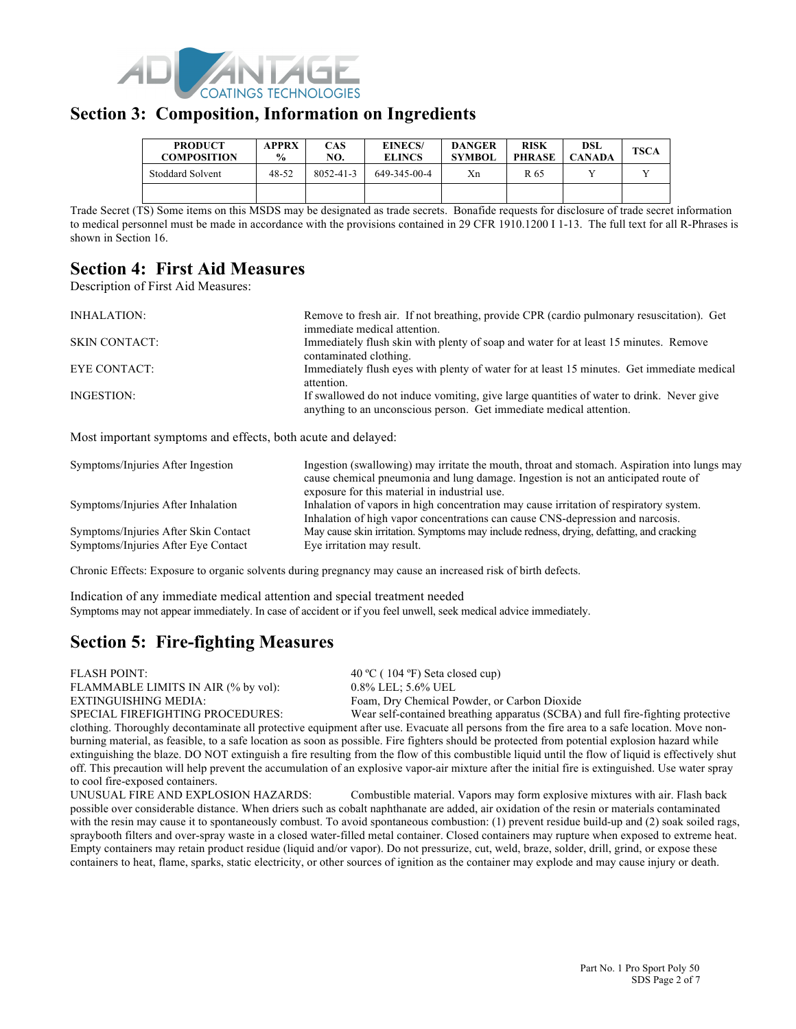## Section 3: Composition, Information on Ingredients

| PRODUCT COMPOSITION | APPRX % | CAS NO. | EINECS/ ELINCS | DANGER SYMBOL | RISK PHRASE | DSL CANADA | TSCA |
|---|---|---|---|---|---|---|---|
| Stoddard Solvent | 48-52 | 8052-41-3 | 649-345-00-4 | Xn | R 65 | Y | Y |
| | | | | | | | |

Trade Secret (TS) Some items on this MSDS may be designated as trade secrets. Bonafide requests for disclosure of trade secret information to medical personnel must be made in accordance with the provisions contained in 29 CFR 1910.1200 I 1-13. The full text for all R-Phrases is shown in Section 16.

## Section 4: First Aid Measures

Description of First Aid Measures:

INHALATION: Remove to fresh air. If not breathing, provide CPR (cardio pulmonary resuscitation). Get immediate medical attention.

SKIN CONTACT: Immediately flush skin with plenty of soap and water for at least 15 minutes. Remove contaminated clothing.

EYE CONTACT: Immediately flush eyes with plenty of water for at least 15 minutes. Get immediate medical attention.

INGESTION: If swallowed do not induce vomiting, give large quantities of water to drink. Never give anything to an unconscious person. Get immediate medical attention.

Most important symptoms and effects, both acute and delayed:

Symptoms/Injuries After Ingestion: Ingestion (swallowing) may irritate the mouth, throat and stomach. Aspiration into lungs may cause chemical pneumonia and lung damage. Ingestion is not an anticipated route of exposure for this material in industrial use.

Symptoms/Injuries After Inhalation: Inhalation of vapors in high concentration may cause irritation of respiratory system. Inhalation of high vapor concentrations can cause CNS-depression and narcosis.

Symptoms/Injuries After Skin Contact: May cause skin irritation. Symptoms may include redness, drying, defatting, and cracking

Symptoms/Injuries After Eye Contact: Eye irritation may result.

Chronic Effects: Exposure to organic solvents during pregnancy may cause an increased risk of birth defects.

Indication of any immediate medical attention and special treatment needed

Symptoms may not appear immediately. In case of accident or if you feel unwell, seek medical advice immediately.

## Section 5: Fire-fighting Measures

FLASH POINT: 40 ºC ( 104 ºF) Seta closed cup)

FLAMMABLE LIMITS IN AIR (% by vol): 0.8% LEL; 5.6% UEL

EXTINGUISHING MEDIA: Foam, Dry Chemical Powder, or Carbon Dioxide

SPECIAL FIREFIGHTING PROCEDURES: Wear self-contained breathing apparatus (SCBA) and full fire-fighting protective clothing. Thoroughly decontaminate all protective equipment after use. Evacuate all persons from the fire area to a safe location. Move non-burning material, as feasible, to a safe location as soon as possible. Fire fighters should be protected from potential explosion hazard while extinguishing the blaze. DO NOT extinguish a fire resulting from the flow of this combustible liquid until the flow of liquid is effectively shut off. This precaution will help prevent the accumulation of an explosive vapor-air mixture after the initial fire is extinguished. Use water spray to cool fire-exposed containers.

UNUSUAL FIRE AND EXPLOSION HAZARDS: Combustible material. Vapors may form explosive mixtures with air. Flash back possible over considerable distance. When driers such as cobalt naphthanate are added, air oxidation of the resin or materials contaminated with the resin may cause it to spontaneously combust. To avoid spontaneous combustion: (1) prevent residue build-up and (2) soak soiled rags, spraybooth filters and over-spray waste in a closed water-filled metal container. Closed containers may rupture when exposed to extreme heat. Empty containers may retain product residue (liquid and/or vapor). Do not pressurize, cut, weld, braze, solder, drill, grind, or expose these containers to heat, flame, sparks, static electricity, or other sources of ignition as the container may explode and may cause injury or death.

Part No. 1 Pro Sport Poly 50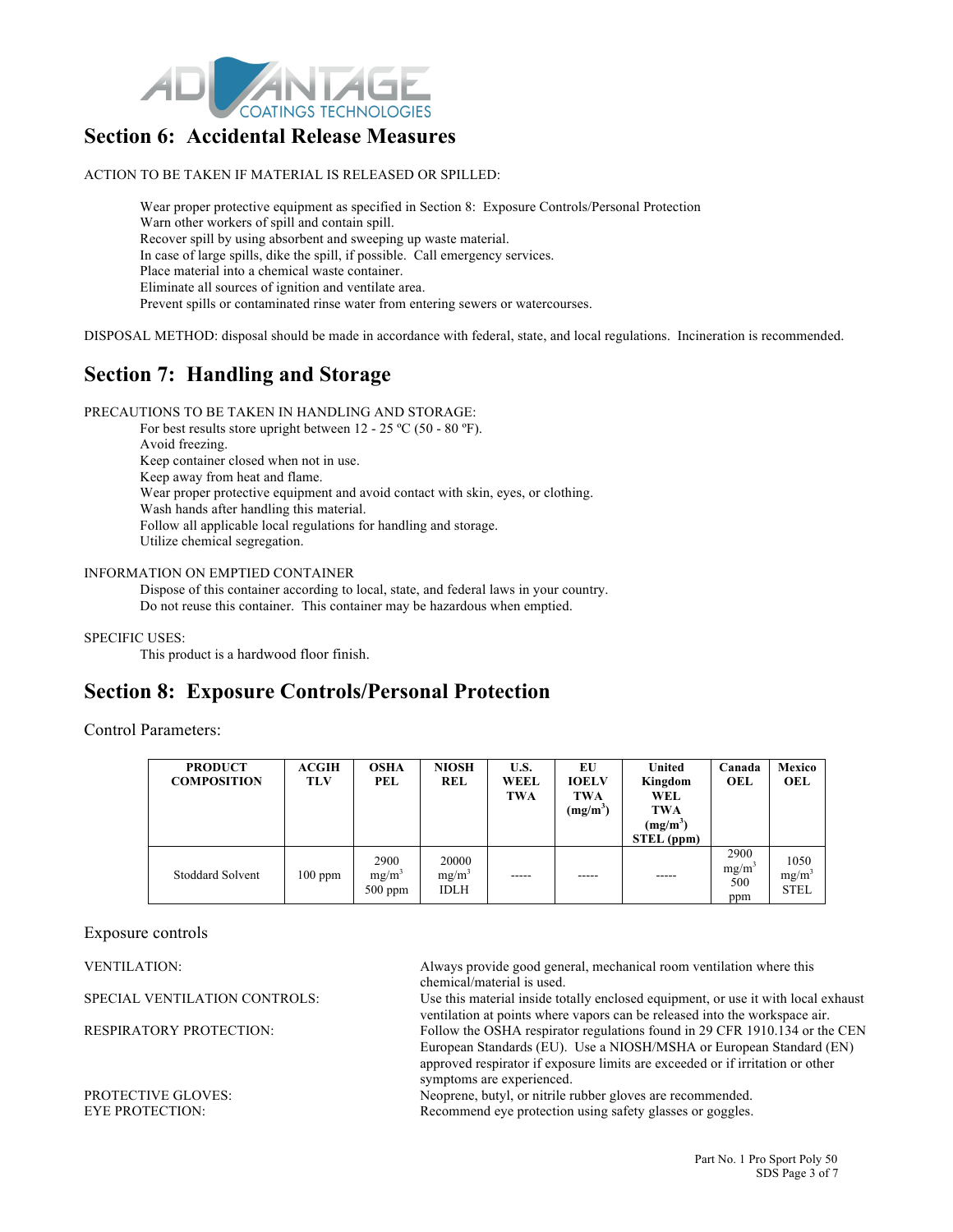## Section 6: Accidental Release Measures

ACTION TO BE TAKEN IF MATERIAL IS RELEASED OR SPILLED:

Wear proper protective equipment as specified in Section 8: Exposure Controls/Personal Protection
Warn other workers of spill and contain spill.
Recover spill by using absorbent and sweeping up waste material.
In case of large spills, dike the spill, if possible. Call emergency services.
Place material into a chemical waste container.
Eliminate all sources of ignition and ventilate area.
Prevent spills or contaminated rinse water from entering sewers or watercourses.

DISPOSAL METHOD: disposal should be made in accordance with federal, state, and local regulations. Incineration is recommended.

## Section 7: Handling and Storage

PRECAUTIONS TO BE TAKEN IN HANDLING AND STORAGE:

For best results store upright between 12 - 25 ºC (50 - 80 ºF).
Avoid freezing.
Keep container closed when not in use.
Keep away from heat and flame.
Wear proper protective equipment and avoid contact with skin, eyes, or clothing.
Wash hands after handling this material.
Follow all applicable local regulations for handling and storage.
Utilize chemical segregation.

INFORMATION ON EMPTIED CONTAINER

Dispose of this container according to local, state, and federal laws in your country.
Do not reuse this container. This container may be hazardous when emptied.

SPECIFIC USES:

This product is a hardwood floor finish.

## Section 8: Exposure Controls/Personal Protection

Control Parameters:

| PRODUCT COMPOSITION | ACGIH TLV | OSHA PEL | NIOSH REL | U.S. WEEL TWA | EU IOELV TWA ($mg/m^3$) | United Kingdom WEL TWA ($mg/m^3$) STEL (ppm) | Canada OEL | Mexico OEL |
|---|---|---|---|---|---|---|---|---|
| Stoddard Solvent | 100 ppm | 2900 $mg/m^3$ 500 ppm | 20000 $mg/m^3$ IDLH | ----- | ----- | ----- | 2900 $mg/m^3$ 500 ppm | 1050 $mg/m^3$ STEL |

Exposure controls

VENTILATION: Always provide good general, mechanical room ventilation where this chemical/material is used.

SPECIAL VENTILATION CONTROLS: Use this material inside totally enclosed equipment, or use it with local exhaust ventilation at points where vapors can be released into the workspace air.

RESPIRATORY PROTECTION: Follow the OSHA respirator regulations found in 29 CFR 1910.134 or the CEN European Standards (EU). Use a NIOSH/MSHA or European Standard (EN) approved respirator if exposure limits are exceeded or if irritation or other symptoms are experienced.

PROTECTIVE GLOVES: Neoprene, butyl, or nitrile rubber gloves are recommended.

EYE PROTECTION: Recommend eye protection using safety glasses or goggles.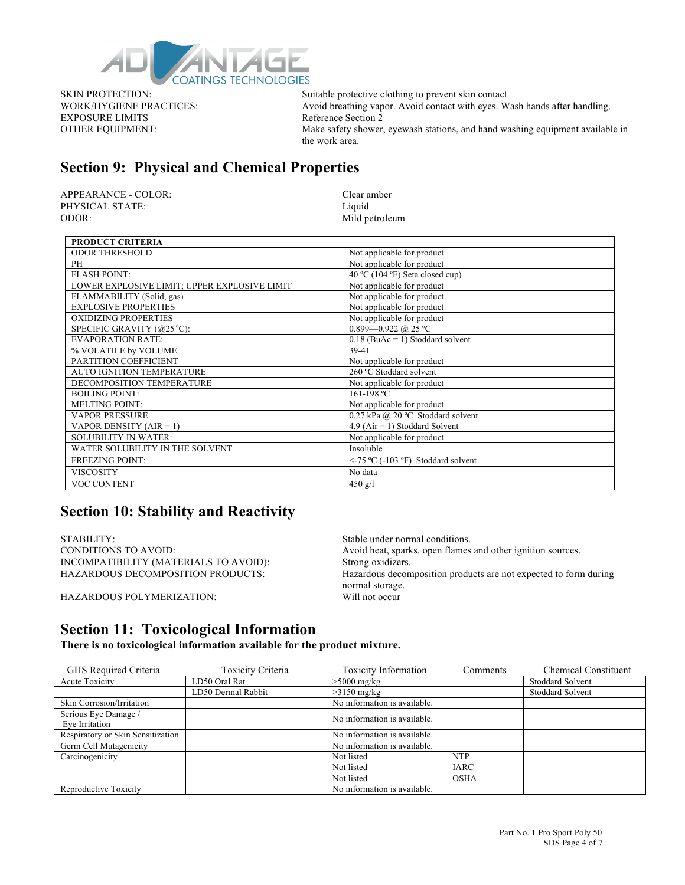SKIN PROTECTION: Suitable protective clothing to prevent skin contact

WORK/HYGIENE PRACTICES: Avoid breathing vapor. Avoid contact with eyes. Wash hands after handling.

EXPOSURE LIMITS Reference Section 2

OTHER EQUIPMENT: Make safety shower, eyewash stations, and hand washing equipment available in the work area.

## Section 9: Physical and Chemical Properties

APPEARANCE - COLOR: Clear amber

PHYSICAL STATE: Liquid

ODOR: Mild petroleum

| **PRODUCT CRITERIA** | |
|---|---|
| ODOR THRESHOLD | Not applicable for product |
| PH | Not applicable for product |
| FLASH POINT: | 40 ºC (104 ºF) Seta closed cup) |
| LOWER EXPLOSIVE LIMIT; UPPER EXPLOSIVE LIMIT | Not applicable for product |
| FLAMMABILITY (Solid, gas) | Not applicable for product |
| EXPLOSIVE PROPERTIES | Not applicable for product |
| OXIDIZING PROPERTIES | Not applicable for product |
| SPECIFIC GRAVITY (@25 ºC): | 0.899—0.922 @ 25 ºC |
| EVAPORATION RATE: | 0.18 (BuAc = 1) Stoddard solvent |
| % VOLATILE by VOLUME | 39-41 |
| PARTITION COEFFICIENT | Not applicable for product |
| AUTO IGNITION TEMPERATURE | 260 ºC Stoddard solvent |
| DECOMPOSITION TEMPERATURE | Not applicable for product |
| BOILING POINT: | 161-198 ºC |
| MELTING POINT: | Not applicable for product |
| VAPOR PRESSURE | 0.27 kPa @ 20 ºC Stoddard solvent |
| VAPOR DENSITY (AIR = 1) | 4.9 (Air = 1) Stoddard Solvent |
| SOLUBILITY IN WATER: | Not applicable for product |
| WATER SOLUBILITY IN THE SOLVENT | Insoluble |
| FREEZING POINT: | <-75 ºC (-103 ºF) Stoddard solvent |
| VISCOSITY | No data |
| VOC CONTENT | 450 g/l |

## Section 10: Stability and Reactivity

STABILITY: Stable under normal conditions.

CONDITIONS TO AVOID: Avoid heat, sparks, open flames and other ignition sources.

INCOMPATIBILITY (MATERIALS TO AVOID): Strong oxidizers.

HAZARDOUS DECOMPOSITION PRODUCTS: Hazardous decomposition products are not expected to form during normal storage.

HAZARDOUS POLYMERIZATION: Will not occur

## Section 11: Toxicological Information

**There is no toxicological information available for the product mixture.**

| GHS Required Criteria | Toxicity Criteria | Toxicity Information | Comments | Chemical Constituent |
|---|---|---|---|---|
| Acute Toxicity | LD50 Oral Rat | >5000 mg/kg | | Stoddard Solvent |
| | LD50 Dermal Rabbit | >3150 mg/kg | | Stoddard Solvent |
| Skin Corrosion/Irritation | | No information is available. | | |
| Serious Eye Damage / Eye Irritation | | No information is available. | | |
| Respiratory or Skin Sensitization | | No information is available. | | |
| Germ Cell Mutagenicity | | No information is available. | | |
| Carcinogenicity | | Not listed | NTP | |
| | | Not listed | IARC | |
| | | Not listed | OSHA | |
| Reproductive Toxicity | | No information is available. | | |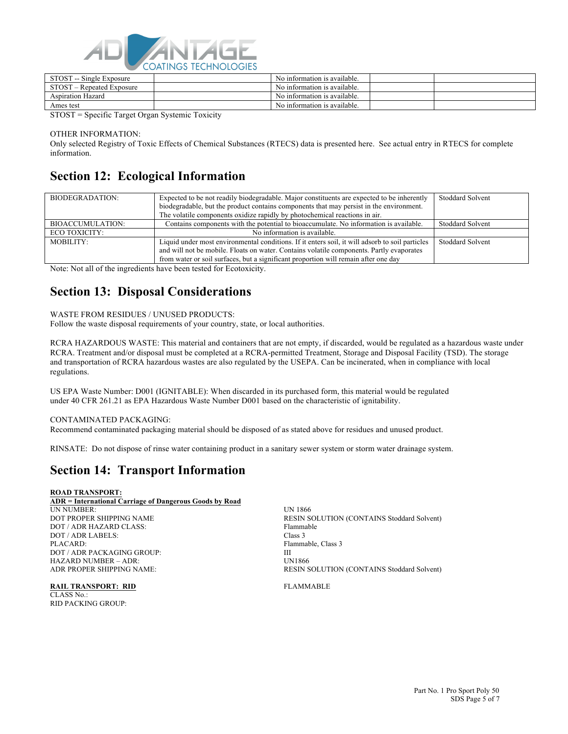| STOST -- Single Exposure | | No information is available. | | |
| --- | --- | --- | --- | --- |
| STOST – Repeated Exposure | | No information is available. | | |
| Aspiration Hazard | | No information is available. | | |
| Ames test | | No information is available. | | |

STOST = Specific Target Organ Systemic Toxicity

OTHER INFORMATION:
Only selected Registry of Toxic Effects of Chemical Substances (RTECS) data is presented here. See actual entry in RTECS for complete information.

## Section 12: Ecological Information

| | | |
| --- | --- | --- |
| BIODEGRADATION: | Expected to be not readily biodegradable. Major constituents are expected to be inherently biodegradable, but the product contains components that may persist in the environment. The volatile components oxidize rapidly by photochemical reactions in air. | Stoddard Solvent |
| BIOACCUMULATION: | Contains components with the potential to bioaccumulate. No information is available. | Stoddard Solvent |
| ECO TOXICITY: | No information is available. | |
| MOBILITY: | Liquid under most environmental conditions. If it enters soil, it will adsorb to soil particles and will not be mobile. Floats on water. Contains volatile components. Partly evaporates from water or soil surfaces, but a significant proportion will remain after one day | Stoddard Solvent |

Note: Not all of the ingredients have been tested for Ecotoxicity.

## Section 13: Disposal Considerations

WASTE FROM RESIDUES / UNUSED PRODUCTS:
Follow the waste disposal requirements of your country, state, or local authorities.

RCRA HAZARDOUS WASTE: This material and containers that are not empty, if discarded, would be regulated as a hazardous waste under RCRA. Treatment and/or disposal must be completed at a RCRA-permitted Treatment, Storage and Disposal Facility (TSD). The storage and transportation of RCRA hazardous wastes are also regulated by the USEPA. Can be incinerated, when in compliance with local regulations.

US EPA Waste Number: D001 (IGNITABLE): When discarded in its purchased form, this material would be regulated under 40 CFR 261.21 as EPA Hazardous Waste Number D001 based on the characteristic of ignitability.

CONTAMINATED PACKAGING:
Recommend contaminated packaging material should be disposed of as stated above for residues and unused product.

RINSATE: Do not dispose of rinse water containing product in a sanitary sewer system or storm water drainage system.

## Section 14: Transport Information

**ROAD TRANSPORT:**
**ADR = International Carriage of Dangerous Goods by Road**

| | |
| --- | --- |
| UN NUMBER: | UN 1866 |
| DOT PROPER SHIPPING NAME | RESIN SOLUTION (CONTAINS Stoddard Solvent) |
| DOT / ADR HAZARD CLASS: | Flammable |
| DOT / ADR LABELS: | Class 3 |
| PLACARD: | Flammable, Class 3 |
| DOT / ADR PACKAGING GROUP: | III |
| HAZARD NUMBER – ADR: | UN1866 |
| ADR PROPER SHIPPING NAME: | RESIN SOLUTION (CONTAINS Stoddard Solvent) |

**RAIL TRANSPORT: RID** FLAMMABLE
CLASS No.:
RID PACKING GROUP: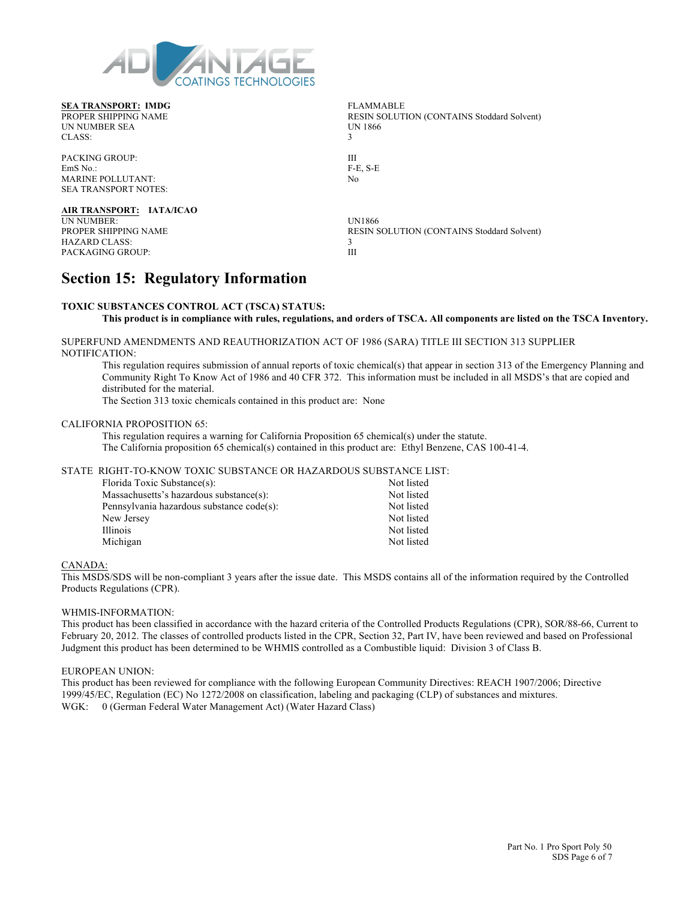**SEA TRANSPORT: IMDG**

| | |
|---|---|
| PROPER SHIPPING NAME | FLAMMABLE RESIN SOLUTION (CONTAINS Stoddard Solvent) |
| UN NUMBER SEA | UN 1866 |
| CLASS: | 3 |
| PACKING GROUP: | III |
| EmS No.: | F-E, S-E |
| MARINE POLLUTANT: | No |
| SEA TRANSPORT NOTES: | |

**AIR TRANSPORT: IATA/ICAO**

| | |
|---|---|
| UN NUMBER: | UN1866 |
| PROPER SHIPPING NAME | RESIN SOLUTION (CONTAINS Stoddard Solvent) |
| HAZARD CLASS: | 3 |
| PACKAGING GROUP: | III |

# Section 15: Regulatory Information

**TOXIC SUBSTANCES CONTROL ACT (TSCA) STATUS:**

**This product is in compliance with rules, regulations, and orders of TSCA. All components are listed on the TSCA Inventory.**

SUPERFUND AMENDMENTS AND REAUTHORIZATION ACT OF 1986 (SARA) TITLE III SECTION 313 SUPPLIER NOTIFICATION:

This regulation requires submission of annual reports of toxic chemical(s) that appear in section 313 of the Emergency Planning and Community Right To Know Act of 1986 and 40 CFR 372. This information must be included in all MSDS's that are copied and distributed for the material.

The Section 313 toxic chemicals contained in this product are: None

CALIFORNIA PROPOSITION 65:

This regulation requires a warning for California Proposition 65 chemical(s) under the statute.

The California proposition 65 chemical(s) contained in this product are: Ethyl Benzene, CAS 100-41-4.

STATE RIGHT-TO-KNOW TOXIC SUBSTANCE OR HAZARDOUS SUBSTANCE LIST:

| | |
|---|---|
| Florida Toxic Substance(s): | Not listed |
| Massachusetts's hazardous substance(s): | Not listed |
| Pennsylvania hazardous substance code(s): | Not listed |
| New Jersey | Not listed |
| Illinois | Not listed |
| Michigan | Not listed |

CANADA:

This MSDS/SDS will be non-compliant 3 years after the issue date. This MSDS contains all of the information required by the Controlled Products Regulations (CPR).

WHMIS-INFORMATION:

This product has been classified in accordance with the hazard criteria of the Controlled Products Regulations (CPR), SOR/88-66, Current to February 20, 2012. The classes of controlled products listed in the CPR, Section 32, Part IV, have been reviewed and based on Professional Judgment this product has been determined to be WHMIS controlled as a Combustible liquid: Division 3 of Class B.

EUROPEAN UNION:

This product has been reviewed for compliance with the following European Community Directives: REACH 1907/2006; Directive 1999/45/EC, Regulation (EC) No 1272/2008 on classification, labeling and packaging (CLP) of substances and mixtures.

WGK: 0 (German Federal Water Management Act) (Water Hazard Class)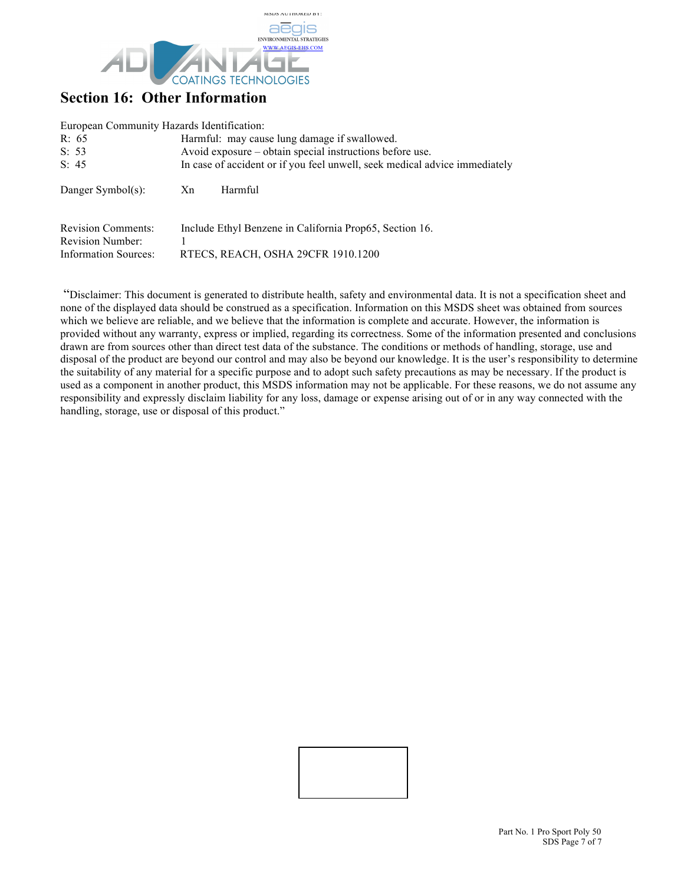## Section 16: Other Information

European Community Hazards Identification:

| | |
|---|---|
| R: 65 | Harmful: may cause lung damage if swallowed. |
| S: 53 | Avoid exposure – obtain special instructions before use. |
| S: 45 | In case of accident or if you feel unwell, seek medical advice immediately |

Danger Symbol(s): Xn Harmful

| | |
|---|---|
| Revision Comments: | Include Ethyl Benzene in California Prop65, Section 16. |
| Revision Number: | 1 |
| Information Sources: | RTECS, REACH, OSHA 29CFR 1910.1200 |

"Disclaimer: This document is generated to distribute health, safety and environmental data. It is not a specification sheet and none of the displayed data should be construed as a specification. Information on this MSDS sheet was obtained from sources which we believe are reliable, and we believe that the information is complete and accurate. However, the information is provided without any warranty, express or implied, regarding its correctness. Some of the information presented and conclusions drawn are from sources other than direct test data of the substance. The conditions or methods of handling, storage, use and disposal of the product are beyond our control and may also be beyond our knowledge. It is the user's responsibility to determine the suitability of any material for a specific purpose and to adopt such safety precautions as may be necessary. If the product is used as a component in another product, this MSDS information may not be applicable. For these reasons, we do not assume any responsibility and expressly disclaim liability for any loss, damage or expense arising out of or in any way connected with the handling, storage, use or disposal of this product."